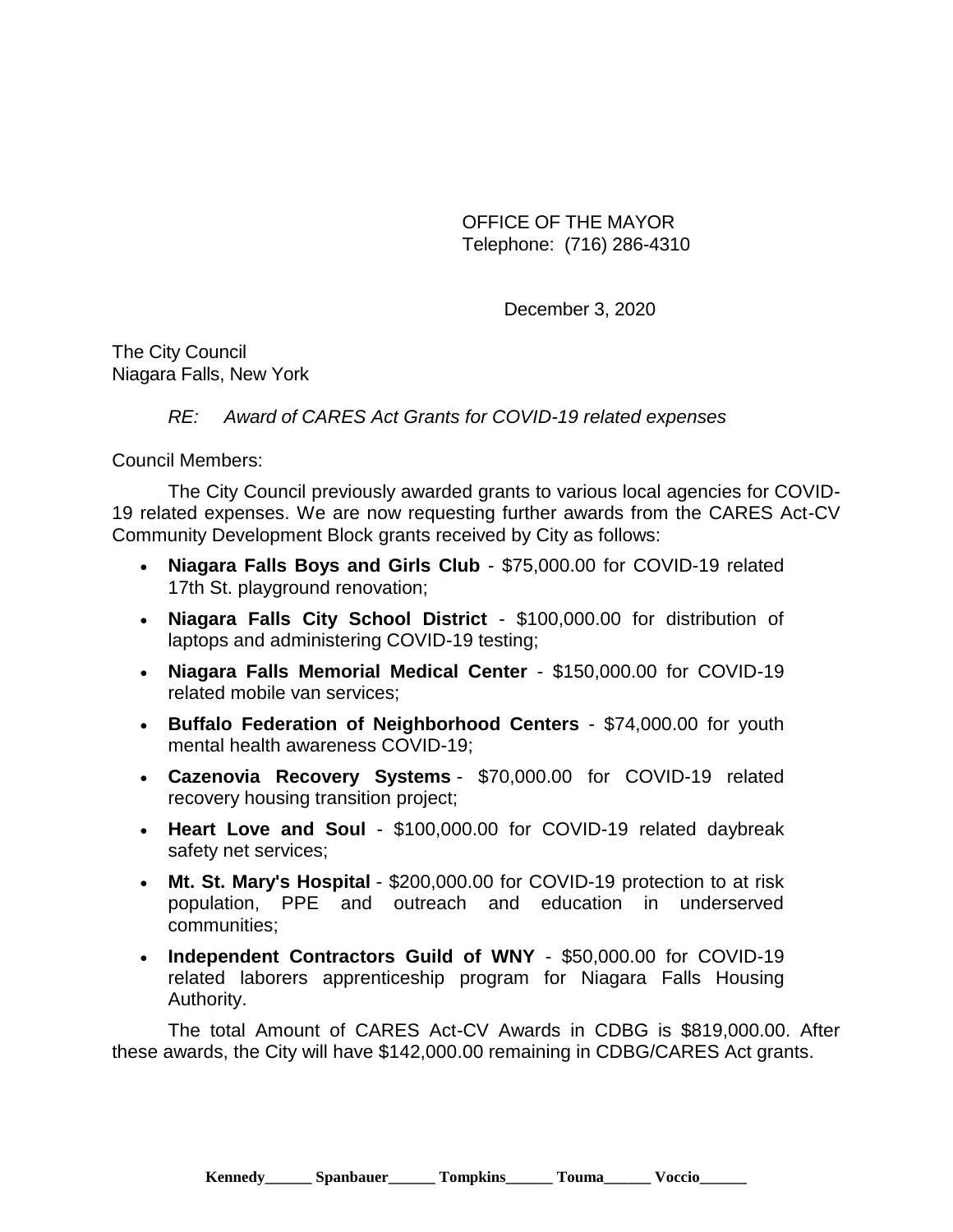OFFICE OF THE MAYOR
Telephone: (716) 286-4310

December 3, 2020

The City Council
Niagara Falls, New York

*RE: Award of CARES Act Grants for COVID-19 related expenses*

Council Members:

The City Council previously awarded grants to various local agencies for COVID-19 related expenses. We are now requesting further awards from the CARES Act-CV Community Development Block grants received by City as follows:

- **Niagara Falls Boys and Girls Club** - $75,000.00 for COVID-19 related 17th St. playground renovation;
- **Niagara Falls City School District** - $100,000.00 for distribution of laptops and administering COVID-19 testing;
- **Niagara Falls Memorial Medical Center** - $150,000.00 for COVID-19 related mobile van services;
- **Buffalo Federation of Neighborhood Centers** - $74,000.00 for youth mental health awareness COVID-19;
- **Cazenovia Recovery Systems** - $70,000.00 for COVID-19 related recovery housing transition project;
- **Heart Love and Soul** - $100,000.00 for COVID-19 related daybreak safety net services;
- **Mt. St. Mary's Hospital** - $200,000.00 for COVID-19 protection to at risk population, PPE and outreach and education in underserved communities;
- **Independent Contractors Guild of WNY** - $50,000.00 for COVID-19 related laborers apprenticeship program for Niagara Falls Housing Authority.

The total Amount of CARES Act-CV Awards in CDBG is $819,000.00. After these awards, the City will have $142,000.00 remaining in CDBG/CARES Act grants.

**Kennedy______ Spanbauer______ Tompkins______ Touma______ Voccio______**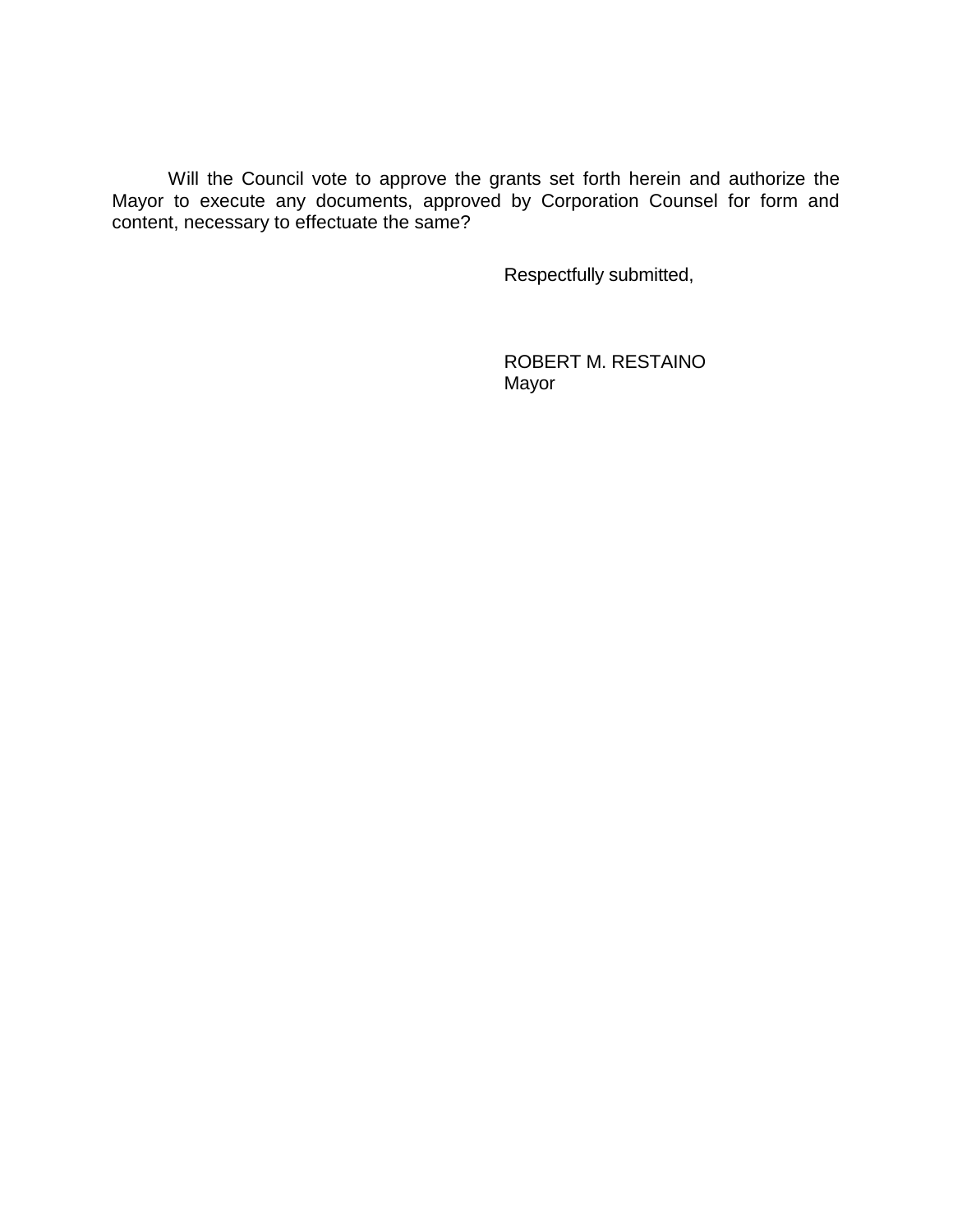Will the Council vote to approve the grants set forth herein and authorize the Mayor to execute any documents, approved by Corporation Counsel for form and content, necessary to effectuate the same?

Respectfully submitted,

ROBERT M. RESTAINO
Mayor